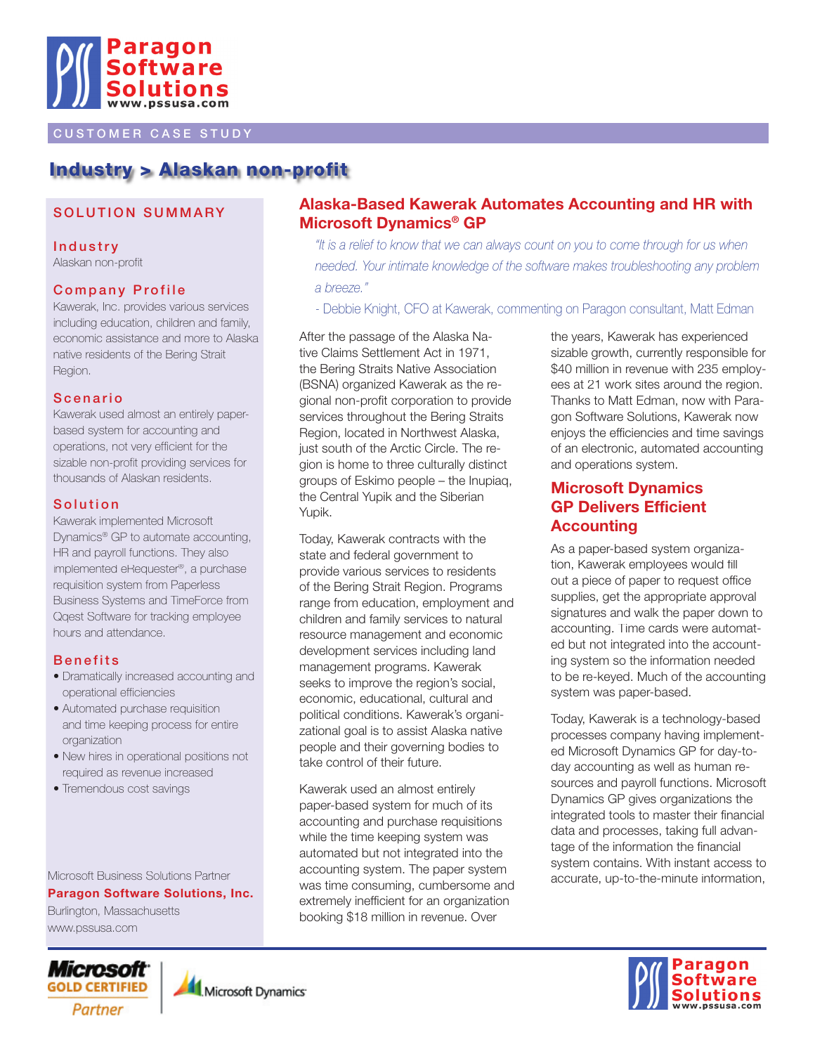# Paragon Software Solutions

www.pssusa.com

CUSTOMER CASE STUDY

## Industry > Alaskan non-profit

### SOLUTION SUMMARY

**Industry**

Alaskan non-profit

**Company Profile**

Kawerak, Inc. provides various services including education, children and family, economic assistance and more to Alaska native residents of the Bering Strait Region.

**Scenario**

Kawerak used almost an entirely paper-based system for accounting and operations, not very efficient for the sizable non-profit providing services for thousands of Alaskan residents.

**Solution**

Kawerak implemented Microsoft Dynamics® GP to automate accounting, HR and payroll functions. They also implemented eRequester®, a purchase requisition system from Paperless Business Systems and TimeForce from Qqest Software for tracking employee hours and attendance.

**Benefits**

- Dramatically increased accounting and operational efficiencies
- Automated purchase requisition and time keeping process for entire organization
- New hires in operational positions not required as revenue increased
- Tremendous cost savings

Microsoft Business Solutions Partner
**Paragon Software Solutions, Inc.**
Burlington, Massachusetts
www.pssusa.com

## Alaska-Based Kawerak Automates Accounting and HR with Microsoft Dynamics® GP

*"It is a relief to know that we can always count on you to come through for us when needed. Your intimate knowledge of the software makes troubleshooting any problem a breeze."*

- Debbie Knight, CFO at Kawerak, commenting on Paragon consultant, Matt Edman

After the passage of the Alaska Native Claims Settlement Act in 1971, the Bering Straits Native Association (BSNA) organized Kawerak as the regional non-profit corporation to provide services throughout the Bering Straits Region, located in Northwest Alaska, just south of the Arctic Circle. The region is home to three culturally distinct groups of Eskimo people – the Inupiaq, the Central Yupik and the Siberian Yupik.

Today, Kawerak contracts with the state and federal government to provide various services to residents of the Bering Strait Region. Programs range from education, employment and children and family services to natural resource management and economic development services including land management programs. Kawerak seeks to improve the region's social, economic, educational, cultural and political conditions. Kawerak's organizational goal is to assist Alaska native people and their governing bodies to take control of their future.

Kawerak used an almost entirely paper-based system for much of its accounting and purchase requisitions while the time keeping system was automated but not integrated into the accounting system. The paper system was time consuming, cumbersome and extremely inefficient for an organization booking $18 million in revenue. Over the years, Kawerak has experienced sizable growth, currently responsible for $40 million in revenue with 235 employees at 21 work sites around the region. Thanks to Matt Edman, now with Paragon Software Solutions, Kawerak now enjoys the efficiencies and time savings of an electronic, automated accounting and operations system.

### Microsoft Dynamics GP Delivers Efficient Accounting

As a paper-based system organization, Kawerak employees would fill out a piece of paper to request office supplies, get the appropriate approval signatures and walk the paper down to accounting. Time cards were automated but not integrated into the accounting system so the information needed to be re-keyed. Much of the accounting system was paper-based.

Today, Kawerak is a technology-based processes company having implemented Microsoft Dynamics GP for day-to-day accounting as well as human resources and payroll functions. Microsoft Dynamics GP gives organizations the integrated tools to master their financial data and processes, taking full advantage of the information the financial system contains. With instant access to accurate, up-to-the-minute information,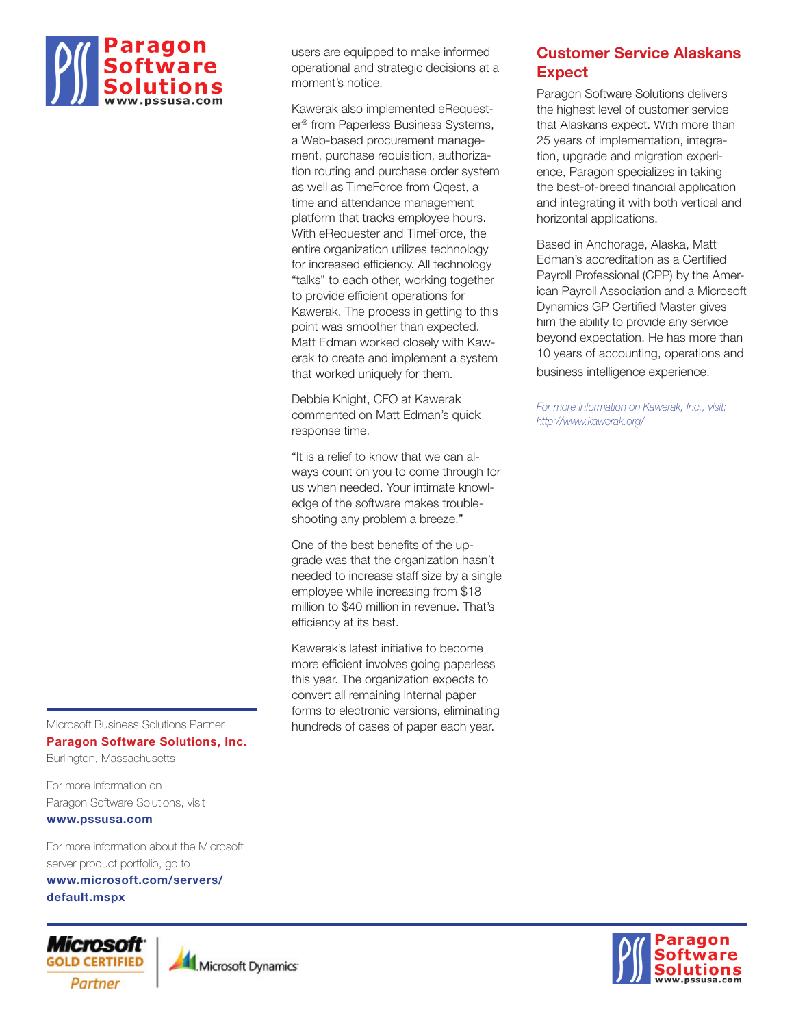users are equipped to make informed operational and strategic decisions at a moment's notice.

Kawerak also implemented eRequester® from Paperless Business Systems, a Web-based procurement management, purchase requisition, authorization routing and purchase order system as well as TimeForce from Qqest, a time and attendance management platform that tracks employee hours. With eRequester and TimeForce, the entire organization utilizes technology for increased efficiency. All technology "talks" to each other, working together to provide efficient operations for Kawerak. The process in getting to this point was smoother than expected. Matt Edman worked closely with Kawerak to create and implement a system that worked uniquely for them.

Debbie Knight, CFO at Kawerak commented on Matt Edman's quick response time.

"It is a relief to know that we can always count on you to come through for us when needed. Your intimate knowledge of the software makes troubleshooting any problem a breeze."

One of the best benefits of the upgrade was that the organization hasn't needed to increase staff size by a single employee while increasing from $18 million to $40 million in revenue. That's efficiency at its best.

Kawerak's latest initiative to become more efficient involves going paperless this year. The organization expects to convert all remaining internal paper forms to electronic versions, eliminating hundreds of cases of paper each year.

## Customer Service Alaskans Expect

Paragon Software Solutions delivers the highest level of customer service that Alaskans expect. With more than 25 years of implementation, integration, upgrade and migration experience, Paragon specializes in taking the best-of-breed financial application and integrating it with both vertical and horizontal applications.

Based in Anchorage, Alaska, Matt Edman's accreditation as a Certified Payroll Professional (CPP) by the American Payroll Association and a Microsoft Dynamics GP Certified Master gives him the ability to provide any service beyond expectation. He has more than 10 years of accounting, operations and business intelligence experience.

*For more information on Kawerak, Inc., visit: http://www.kawerak.org/.*

Microsoft Business Solutions Partner

**Paragon Software Solutions, Inc.**

Burlington, Massachusetts

For more information on Paragon Software Solutions, visit **www.pssusa.com**

For more information about the Microsoft server product portfolio, go to **www.microsoft.com/servers/default.mspx**